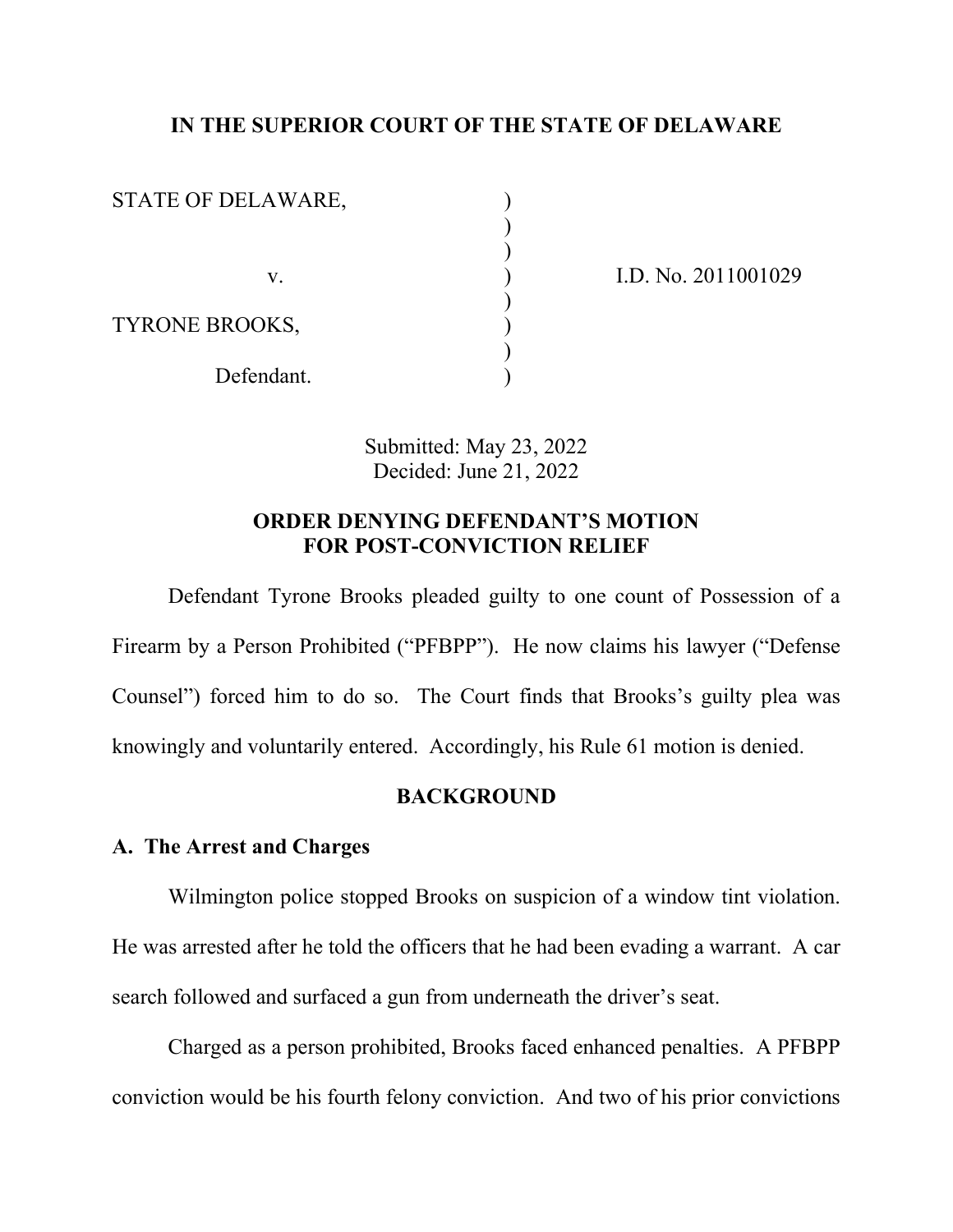**IN THE SUPERIOR COURT OF THE STATE OF DELAWARE**

| | | |
|---|---|---|
| STATE OF DELAWARE, | ) | |
| | ) | |
| | ) | |
| v. | ) | I.D. No. 2011001029 |
| | ) | |
| TYRONE BROOKS, | ) | |
| | ) | |
| Defendant. | ) | |

Submitted: May 23, 2022
Decided: June 21, 2022

**ORDER DENYING DEFENDANT'S MOTION FOR POST-CONVICTION RELIEF**

Defendant Tyrone Brooks pleaded guilty to one count of Possession of a Firearm by a Person Prohibited ("PFBPP"). He now claims his lawyer ("Defense Counsel") forced him to do so. The Court finds that Brooks's guilty plea was knowingly and voluntarily entered. Accordingly, his Rule 61 motion is denied.

## BACKGROUND

### A. The Arrest and Charges

Wilmington police stopped Brooks on suspicion of a window tint violation. He was arrested after he told the officers that he had been evading a warrant. A car search followed and surfaced a gun from underneath the driver's seat.

Charged as a person prohibited, Brooks faced enhanced penalties. A PFBPP conviction would be his fourth felony conviction. And two of his prior convictions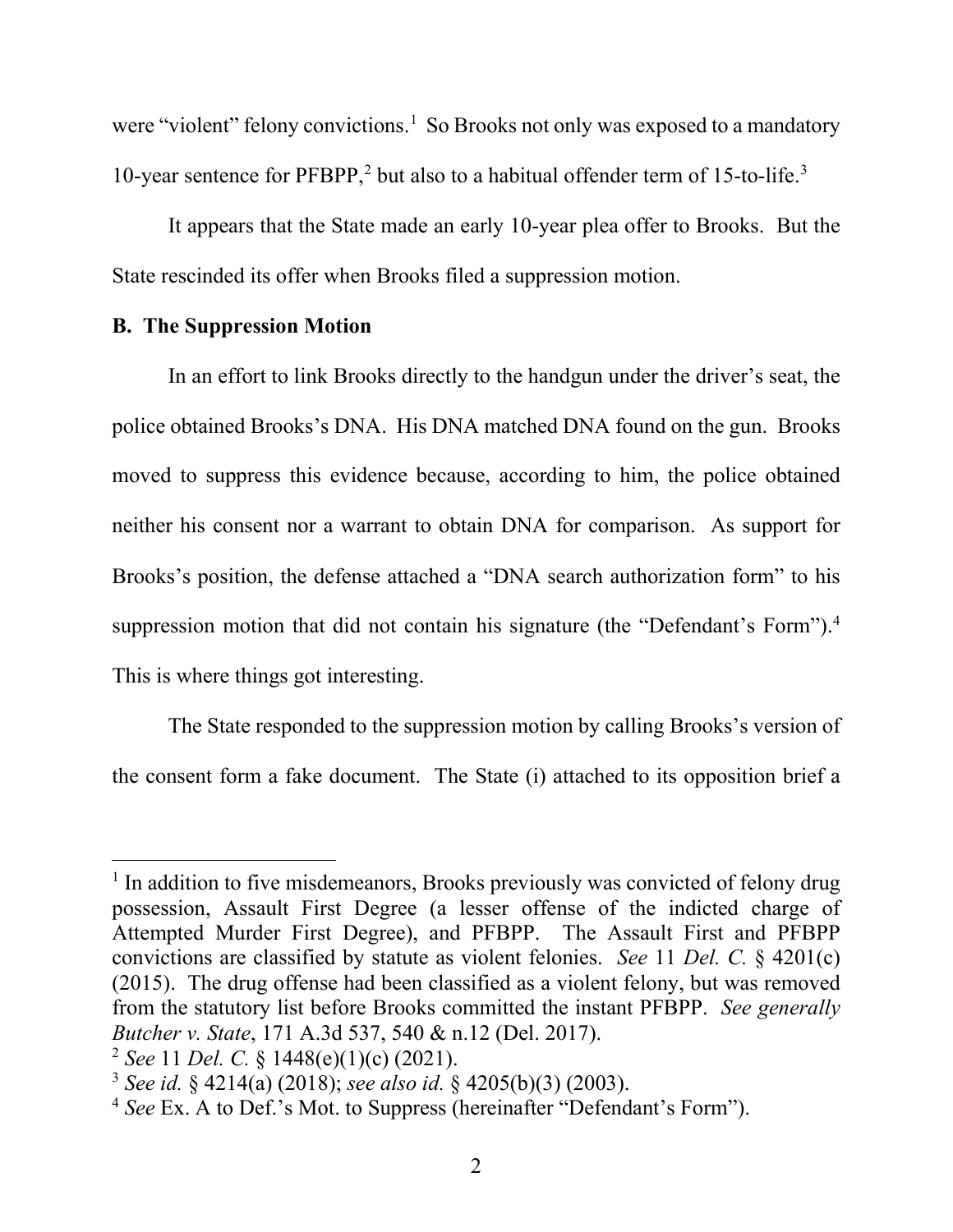were "violent" felony convictions.[1] So Brooks not only was exposed to a mandatory 10-year sentence for PFBPP,[2] but also to a habitual offender term of 15-to-life.[3]

It appears that the State made an early 10-year plea offer to Brooks. But the State rescinded its offer when Brooks filed a suppression motion.

**B. The Suppression Motion**

In an effort to link Brooks directly to the handgun under the driver's seat, the police obtained Brooks's DNA. His DNA matched DNA found on the gun. Brooks moved to suppress this evidence because, according to him, the police obtained neither his consent nor a warrant to obtain DNA for comparison. As support for Brooks's position, the defense attached a "DNA search authorization form" to his suppression motion that did not contain his signature (the "Defendant's Form").[4] This is where things got interesting.

The State responded to the suppression motion by calling Brooks's version of the consent form a fake document. The State (i) attached to its opposition brief a

---

[1] In addition to five misdemeanors, Brooks previously was convicted of felony drug possession, Assault First Degree (a lesser offense of the indicted charge of Attempted Murder First Degree), and PFBPP. The Assault First and PFBPP convictions are classified by statute as violent felonies. *See* 11 *Del. C.* § 4201(c) (2015). The drug offense had been classified as a violent felony, but was removed from the statutory list before Brooks committed the instant PFBPP. *See generally Butcher v. State*, 171 A.3d 537, 540 & n.12 (Del. 2017).

[2] *See* 11 *Del. C.* § 1448(e)(1)(c) (2021).

[3] *See id.* § 4214(a) (2018); *see also id.* § 4205(b)(3) (2003).

[4] *See* Ex. A to Def.'s Mot. to Suppress (hereinafter "Defendant's Form").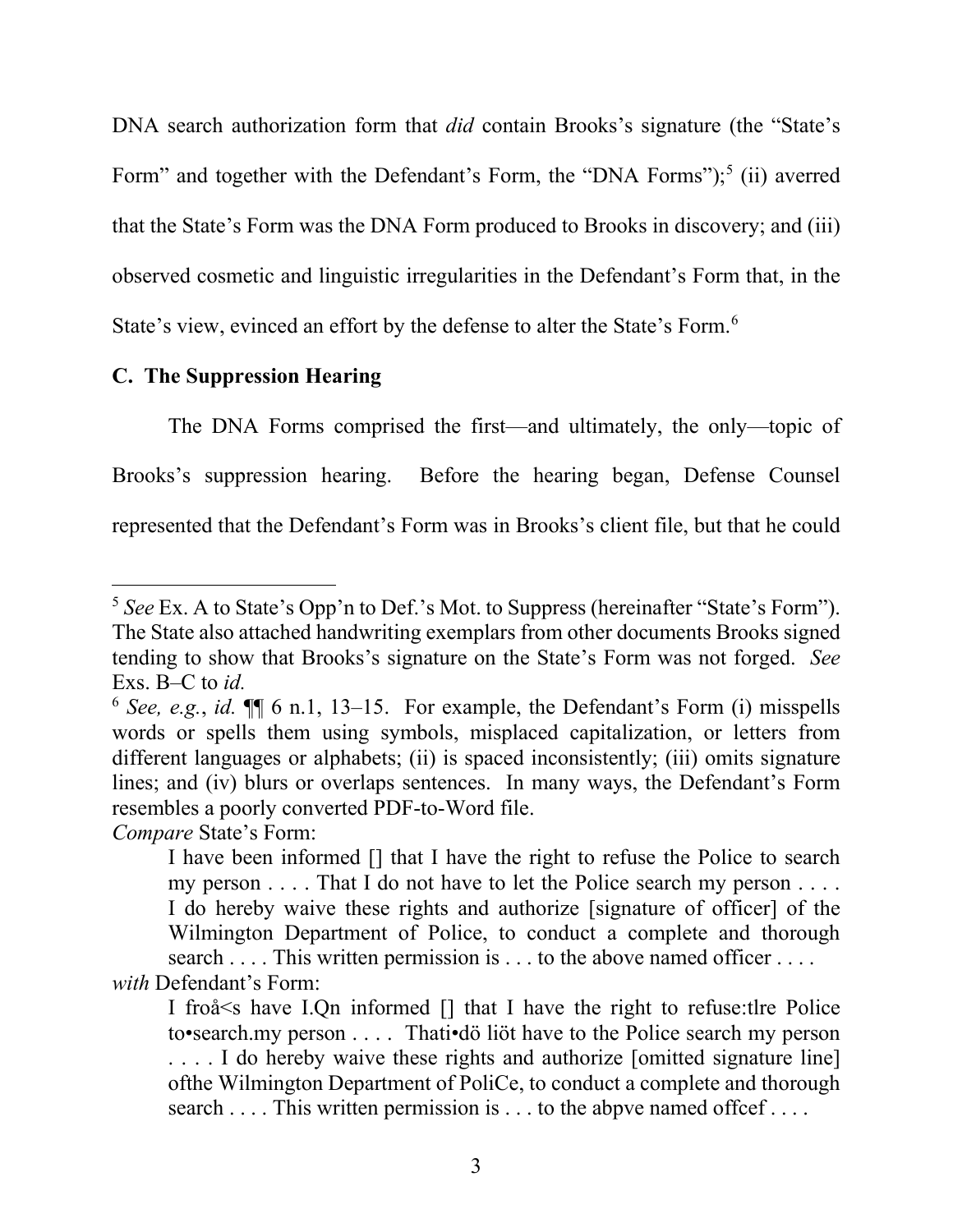DNA search authorization form that *did* contain Brooks's signature (the "State's Form" and together with the Defendant's Form, the "DNA Forms");[5] (ii) averred that the State's Form was the DNA Form produced to Brooks in discovery; and (iii) observed cosmetic and linguistic irregularities in the Defendant's Form that, in the State's view, evinced an effort by the defense to alter the State's Form.[6]

**C. The Suppression Hearing**

The DNA Forms comprised the first—and ultimately, the only—topic of Brooks's suppression hearing. Before the hearing began, Defense Counsel represented that the Defendant's Form was in Brooks's client file, but that he could

---

[5] *See* Ex. A to State's Opp'n to Def.'s Mot. to Suppress (hereinafter "State's Form"). The State also attached handwriting exemplars from other documents Brooks signed tending to show that Brooks's signature on the State's Form was not forged. *See* Exs. B–C to *id.*

[6] *See, e.g.*, *id.* ¶¶ 6 n.1, 13–15. For example, the Defendant's Form (i) misspells words or spells them using symbols, misplaced capitalization, or letters from different languages or alphabets; (ii) is spaced inconsistently; (iii) omits signature lines; and (iv) blurs or overlaps sentences. In many ways, the Defendant's Form resembles a poorly converted PDF-to-Word file.

*Compare* State's Form:

> I have been informed [] that I have the right to refuse the Police to search my person . . . . That I do not have to let the Police search my person . . . . I do hereby waive these rights and authorize [signature of officer] of the Wilmington Department of Police, to conduct a complete and thorough search . . . . This written permission is . . . to the above named officer . . . .

*with* Defendant's Form:

> I froå<s have I.Qn informed [] that I have the right to refuse:tlre Police to•search.my person . . . . Thati•dö liöt have to the Police search my person . . . . I do hereby waive these rights and authorize [omitted signature line] ofthe Wilmington Department of PoliCe, to conduct a complete and thorough search . . . . This written permission is . . . to the abpve named offcef . . . .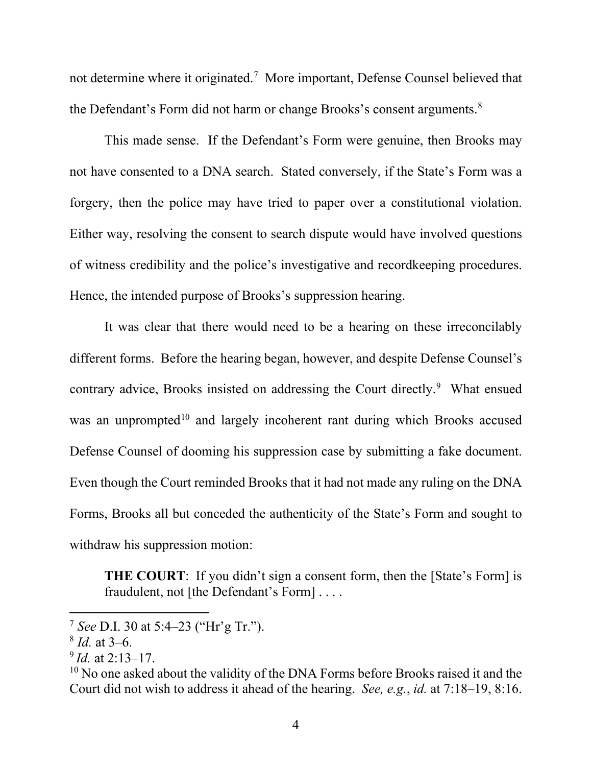not determine where it originated.[7] More important, Defense Counsel believed that the Defendant's Form did not harm or change Brooks's consent arguments.[8]

This made sense. If the Defendant's Form were genuine, then Brooks may not have consented to a DNA search. Stated conversely, if the State's Form was a forgery, then the police may have tried to paper over a constitutional violation. Either way, resolving the consent to search dispute would have involved questions of witness credibility and the police's investigative and recordkeeping procedures. Hence, the intended purpose of Brooks's suppression hearing.

It was clear that there would need to be a hearing on these irreconcilably different forms. Before the hearing began, however, and despite Defense Counsel's contrary advice, Brooks insisted on addressing the Court directly.[9] What ensued was an unprompted[10] and largely incoherent rant during which Brooks accused Defense Counsel of dooming his suppression case by submitting a fake document. Even though the Court reminded Brooks that it had not made any ruling on the DNA Forms, Brooks all but conceded the authenticity of the State's Form and sought to withdraw his suppression motion:

> **THE COURT**: If you didn't sign a consent form, then the [State's Form] is fraudulent, not [the Defendant's Form] . . . .

---

[7] *See* D.I. 30 at 5:4–23 ("Hr'g Tr.").

[8] *Id.* at 3–6.

[9] *Id.* at 2:13–17.

[10] No one asked about the validity of the DNA Forms before Brooks raised it and the Court did not wish to address it ahead of the hearing. *See, e.g.*, *id.* at 7:18–19, 8:16.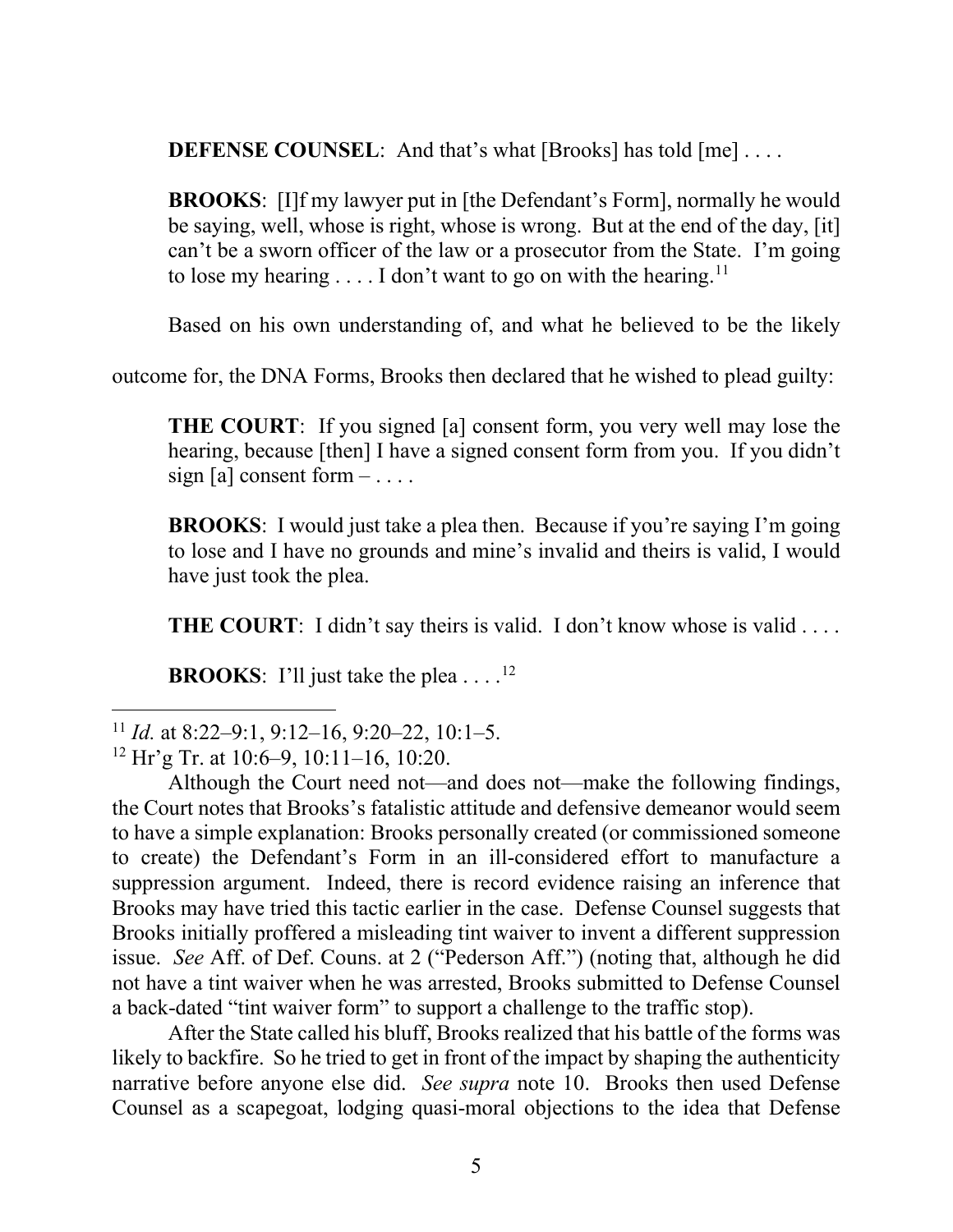**DEFENSE COUNSEL**: And that's what [Brooks] has told [me] . . . .

**BROOKS**: [I]f my lawyer put in [the Defendant's Form], normally he would be saying, well, whose is right, whose is wrong. But at the end of the day, [it] can't be a sworn officer of the law or a prosecutor from the State. I'm going to lose my hearing . . . . I don't want to go on with the hearing.[11]

Based on his own understanding of, and what he believed to be the likely outcome for, the DNA Forms, Brooks then declared that he wished to plead guilty:

**THE COURT**: If you signed [a] consent form, you very well may lose the hearing, because [then] I have a signed consent form from you. If you didn't sign [a] consent form – . . . .

**BROOKS**: I would just take a plea then. Because if you're saying I'm going to lose and I have no grounds and mine's invalid and theirs is valid, I would have just took the plea.

**THE COURT**: I didn't say theirs is valid. I don't know whose is valid . . . .

**BROOKS**: I'll just take the plea . . . .[12]

---

[11] *Id.* at 8:22–9:1, 9:12–16, 9:20–22, 10:1–5.

[12] Hr'g Tr. at 10:6–9, 10:11–16, 10:20.

Although the Court need not—and does not—make the following findings, the Court notes that Brooks's fatalistic attitude and defensive demeanor would seem to have a simple explanation: Brooks personally created (or commissioned someone to create) the Defendant's Form in an ill-considered effort to manufacture a suppression argument. Indeed, there is record evidence raising an inference that Brooks may have tried this tactic earlier in the case. Defense Counsel suggests that Brooks initially proffered a misleading tint waiver to invent a different suppression issue. *See* Aff. of Def. Couns. at 2 ("Pederson Aff.") (noting that, although he did not have a tint waiver when he was arrested, Brooks submitted to Defense Counsel a back-dated "tint waiver form" to support a challenge to the traffic stop).

After the State called his bluff, Brooks realized that his battle of the forms was likely to backfire. So he tried to get in front of the impact by shaping the authenticity narrative before anyone else did. *See supra* note 10. Brooks then used Defense Counsel as a scapegoat, lodging quasi-moral objections to the idea that Defense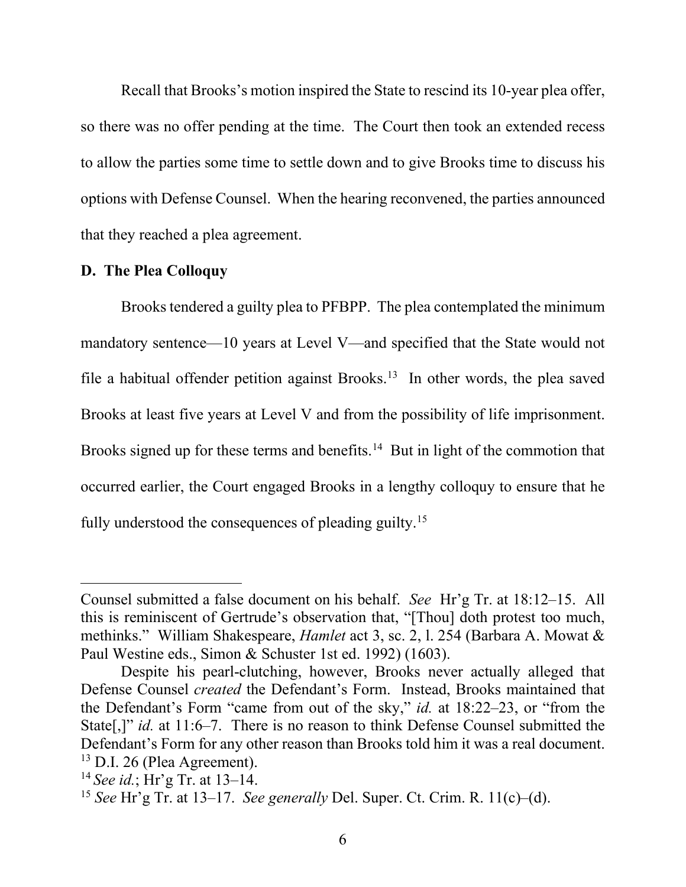Recall that Brooks's motion inspired the State to rescind its 10-year plea offer, so there was no offer pending at the time. The Court then took an extended recess to allow the parties some time to settle down and to give Brooks time to discuss his options with Defense Counsel. When the hearing reconvened, the parties announced that they reached a plea agreement.

**D. The Plea Colloquy**

Brooks tendered a guilty plea to PFBPP. The plea contemplated the minimum mandatory sentence—10 years at Level V—and specified that the State would not file a habitual offender petition against Brooks.[13] In other words, the plea saved Brooks at least five years at Level V and from the possibility of life imprisonment. Brooks signed up for these terms and benefits.[14] But in light of the commotion that occurred earlier, the Court engaged Brooks in a lengthy colloquy to ensure that he fully understood the consequences of pleading guilty.[15]

---

Counsel submitted a false document on his behalf. *See* Hr'g Tr. at 18:12–15. All this is reminiscent of Gertrude's observation that, "[Thou] doth protest too much, methinks." William Shakespeare, *Hamlet* act 3, sc. 2, l. 254 (Barbara A. Mowat & Paul Westine eds., Simon & Schuster 1st ed. 1992) (1603).

Despite his pearl-clutching, however, Brooks never actually alleged that Defense Counsel *created* the Defendant's Form. Instead, Brooks maintained that the Defendant's Form "came from out of the sky," *id.* at 18:22–23, or "from the State[,]" *id.* at 11:6–7. There is no reason to think Defense Counsel submitted the Defendant's Form for any other reason than Brooks told him it was a real document.

[13] D.I. 26 (Plea Agreement).

[14] *See id.*; Hr'g Tr. at 13–14.

[15] *See* Hr'g Tr. at 13–17. *See generally* Del. Super. Ct. Crim. R. 11(c)–(d).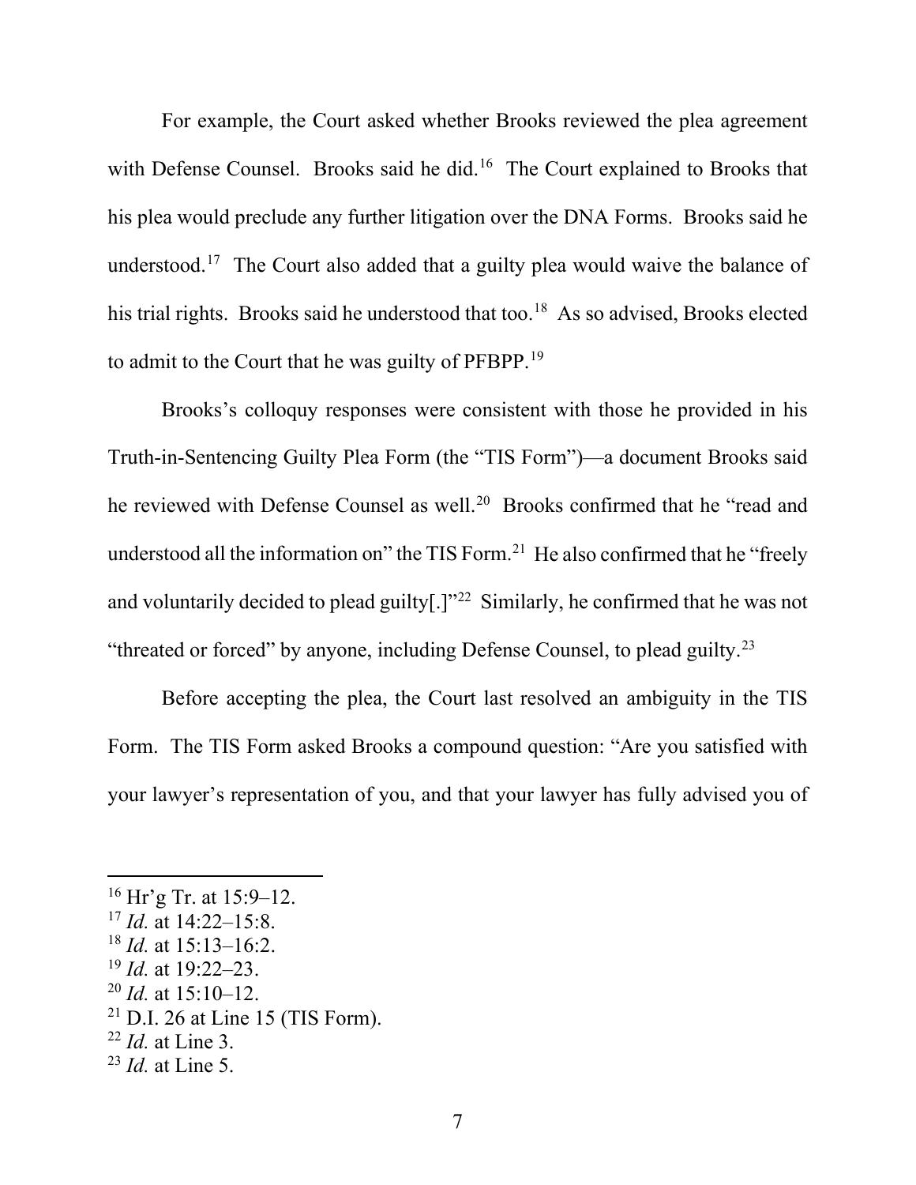For example, the Court asked whether Brooks reviewed the plea agreement with Defense Counsel. Brooks said he did.[16] The Court explained to Brooks that his plea would preclude any further litigation over the DNA Forms. Brooks said he understood.[17] The Court also added that a guilty plea would waive the balance of his trial rights. Brooks said he understood that too.[18] As so advised, Brooks elected to admit to the Court that he was guilty of PFBPP.[19]

Brooks's colloquy responses were consistent with those he provided in his Truth-in-Sentencing Guilty Plea Form (the "TIS Form")—a document Brooks said he reviewed with Defense Counsel as well.[20] Brooks confirmed that he "read and understood all the information on" the TIS Form.[21] He also confirmed that he "freely and voluntarily decided to plead guilty[.]"[22] Similarly, he confirmed that he was not "threatened or forced" by anyone, including Defense Counsel, to plead guilty.[23]

Before accepting the plea, the Court last resolved an ambiguity in the TIS Form. The TIS Form asked Brooks a compound question: "Are you satisfied with your lawyer's representation of you, and that your lawyer has fully advised you of

---

[16] Hr'g Tr. at 15:9–12.

[17] *Id.* at 14:22–15:8.

[18] *Id.* at 15:13–16:2.

[19] *Id.* at 19:22–23.

[20] *Id.* at 15:10–12.

[21] D.I. 26 at Line 15 (TIS Form).

[22] *Id.* at Line 3.

[23] *Id.* at Line 5.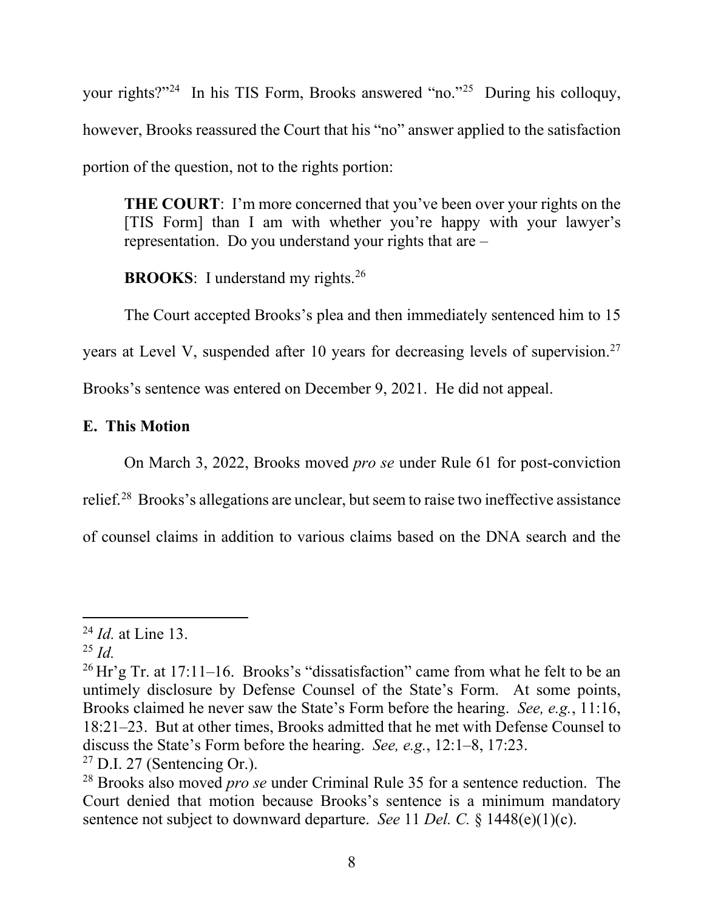your rights?"[24] In his TIS Form, Brooks answered "no."[25] During his colloquy, however, Brooks reassured the Court that his "no" answer applied to the satisfaction portion of the question, not to the rights portion:

> **THE COURT**: I'm more concerned that you've been over your rights on the [TIS Form] than I am with whether you're happy with your lawyer's representation. Do you understand your rights that are –
>
> **BROOKS**: I understand my rights.[26]

The Court accepted Brooks's plea and then immediately sentenced him to 15 years at Level V, suspended after 10 years for decreasing levels of supervision.[27] Brooks's sentence was entered on December 9, 2021. He did not appeal.

### E. This Motion

On March 3, 2022, Brooks moved *pro se* under Rule 61 for post-conviction relief.[28] Brooks's allegations are unclear, but seem to raise two ineffective assistance of counsel claims in addition to various claims based on the DNA search and the

---

[24] *Id.* at Line 13.

[25] *Id.*

[26] Hr'g Tr. at 17:11–16. Brooks's "dissatisfaction" came from what he felt to be an untimely disclosure by Defense Counsel of the State's Form. At some points, Brooks claimed he never saw the State's Form before the hearing. *See, e.g.*, 11:16, 18:21–23. But at other times, Brooks admitted that he met with Defense Counsel to discuss the State's Form before the hearing. *See, e.g.*, 12:1–8, 17:23.

[27] D.I. 27 (Sentencing Or.).

[28] Brooks also moved *pro se* under Criminal Rule 35 for a sentence reduction. The Court denied that motion because Brooks's sentence is a minimum mandatory sentence not subject to downward departure. *See* 11 *Del. C.* § 1448(e)(1)(c).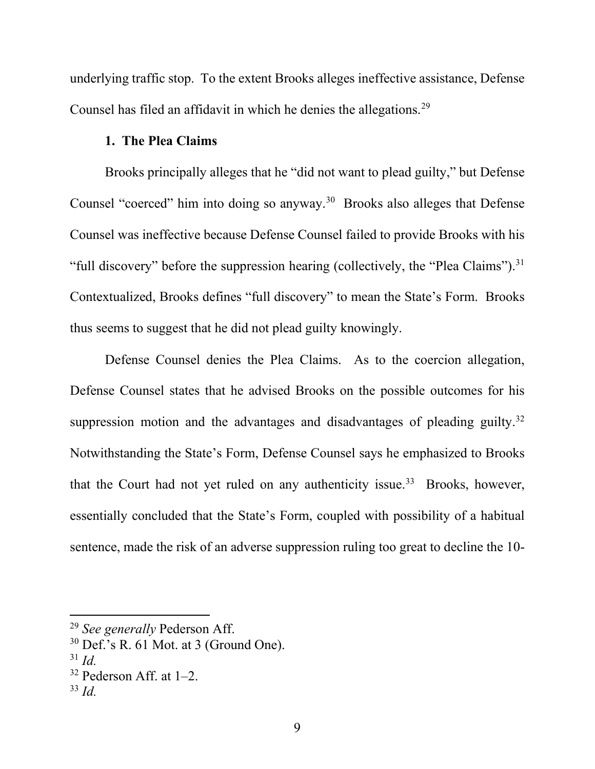underlying traffic stop. To the extent Brooks alleges ineffective assistance, Defense Counsel has filed an affidavit in which he denies the allegations.[29]

### 1. The Plea Claims

Brooks principally alleges that he "did not want to plead guilty," but Defense Counsel "coerced" him into doing so anyway.[30] Brooks also alleges that Defense Counsel was ineffective because Defense Counsel failed to provide Brooks with his "full discovery" before the suppression hearing (collectively, the "Plea Claims").[31] Contextualized, Brooks defines "full discovery" to mean the State's Form. Brooks thus seems to suggest that he did not plead guilty knowingly.

Defense Counsel denies the Plea Claims. As to the coercion allegation, Defense Counsel states that he advised Brooks on the possible outcomes for his suppression motion and the advantages and disadvantages of pleading guilty.[32] Notwithstanding the State's Form, Defense Counsel says he emphasized to Brooks that the Court had not yet ruled on any authenticity issue.[33] Brooks, however, essentially concluded that the State's Form, coupled with possibility of a habitual sentence, made the risk of an adverse suppression ruling too great to decline the 10-

---

[29] *See generally* Pederson Aff.

[30] Def.'s R. 61 Mot. at 3 (Ground One).

[31] *Id.*

[32] Pederson Aff. at 1–2.

[33] *Id.*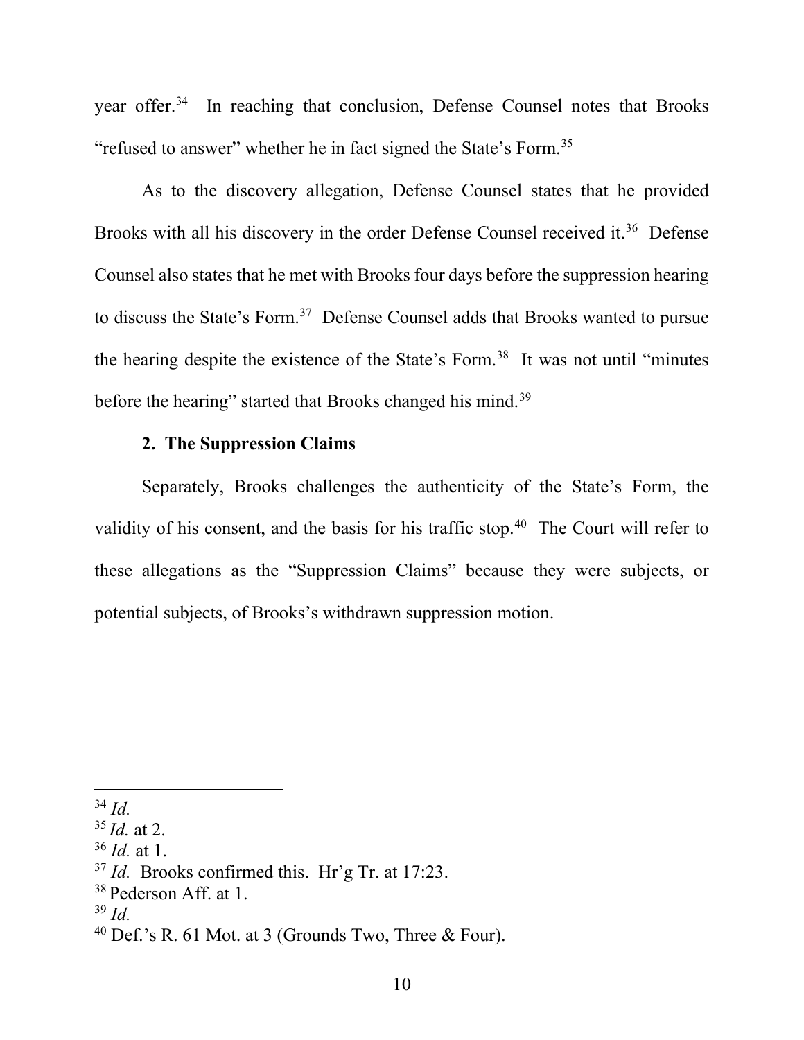year offer.[34] In reaching that conclusion, Defense Counsel notes that Brooks "refused to answer" whether he in fact signed the State's Form.[35]

As to the discovery allegation, Defense Counsel states that he provided Brooks with all his discovery in the order Defense Counsel received it.[36] Defense Counsel also states that he met with Brooks four days before the suppression hearing to discuss the State's Form.[37] Defense Counsel adds that Brooks wanted to pursue the hearing despite the existence of the State's Form.[38] It was not until "minutes before the hearing" started that Brooks changed his mind.[39]

**2. The Suppression Claims**

Separately, Brooks challenges the authenticity of the State's Form, the validity of his consent, and the basis for his traffic stop.[40] The Court will refer to these allegations as the "Suppression Claims" because they were subjects, or potential subjects, of Brooks's withdrawn suppression motion.

---

[34] *Id.*

[35] *Id.* at 2.

[36] *Id.* at 1.

[37] *Id.* Brooks confirmed this. Hr'g Tr. at 17:23.

[38] Pederson Aff. at 1.

[39] *Id.*

[40] Def.'s R. 61 Mot. at 3 (Grounds Two, Three & Four).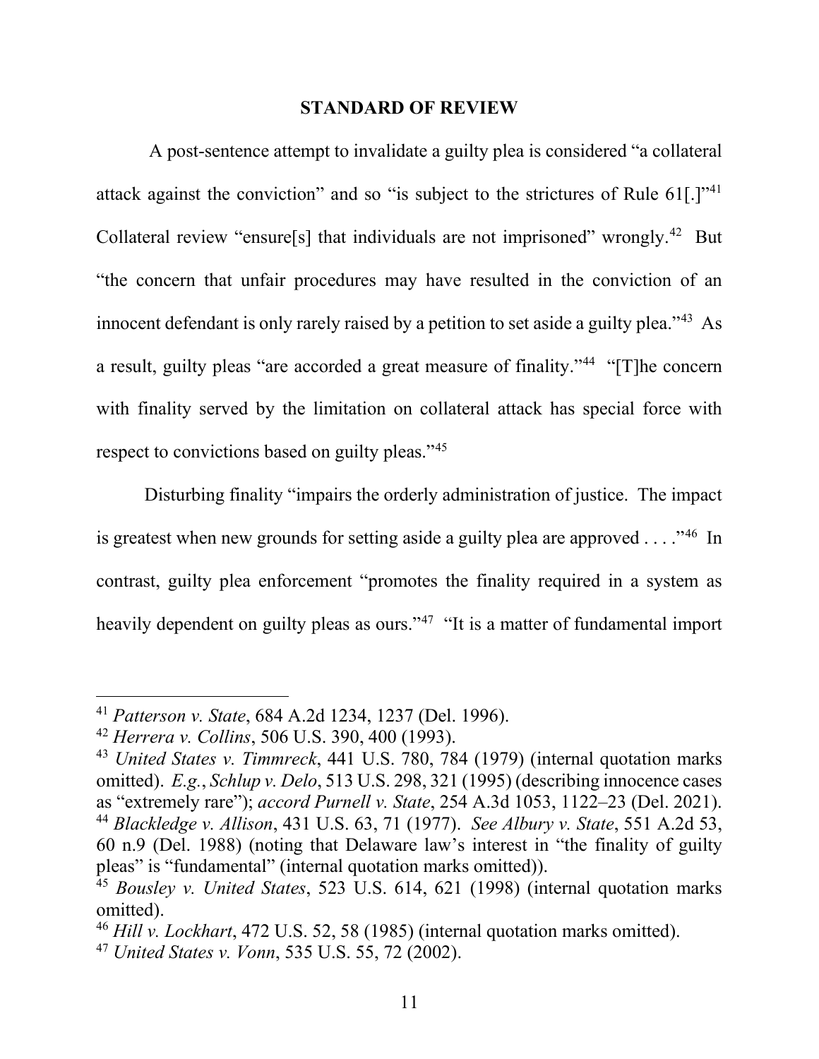## STANDARD OF REVIEW

A post-sentence attempt to invalidate a guilty plea is considered "a collateral attack against the conviction" and so "is subject to the strictures of Rule 61[.]"[41] Collateral review "ensure[s] that individuals are not imprisoned" wrongly.[42] But "the concern that unfair procedures may have resulted in the conviction of an innocent defendant is only rarely raised by a petition to set aside a guilty plea."[43] As a result, guilty pleas "are accorded a great measure of finality."[44] "[T]he concern with finality served by the limitation on collateral attack has special force with respect to convictions based on guilty pleas."[45]

Disturbing finality "impairs the orderly administration of justice. The impact is greatest when new grounds for setting aside a guilty plea are approved . . . ."[46] In contrast, guilty plea enforcement "promotes the finality required in a system as heavily dependent on guilty pleas as ours."[47] "It is a matter of fundamental import

---

[41] *Patterson v. State*, 684 A.2d 1234, 1237 (Del. 1996).

[42] *Herrera v. Collins*, 506 U.S. 390, 400 (1993).

[43] *United States v. Timmreck*, 441 U.S. 780, 784 (1979) (internal quotation marks omitted). *E.g.*, *Schlup v. Delo*, 513 U.S. 298, 321 (1995) (describing innocence cases as "extremely rare"); *accord Purnell v. State*, 254 A.3d 1053, 1122–23 (Del. 2021).

[44] *Blackledge v. Allison*, 431 U.S. 63, 71 (1977). *See Albury v. State*, 551 A.2d 53, 60 n.9 (Del. 1988) (noting that Delaware law's interest in "the finality of guilty pleas" is "fundamental" (internal quotation marks omitted)).

[45] *Bousley v. United States*, 523 U.S. 614, 621 (1998) (internal quotation marks omitted).

[46] *Hill v. Lockhart*, 472 U.S. 52, 58 (1985) (internal quotation marks omitted).

[47] *United States v. Vonn*, 535 U.S. 55, 72 (2002).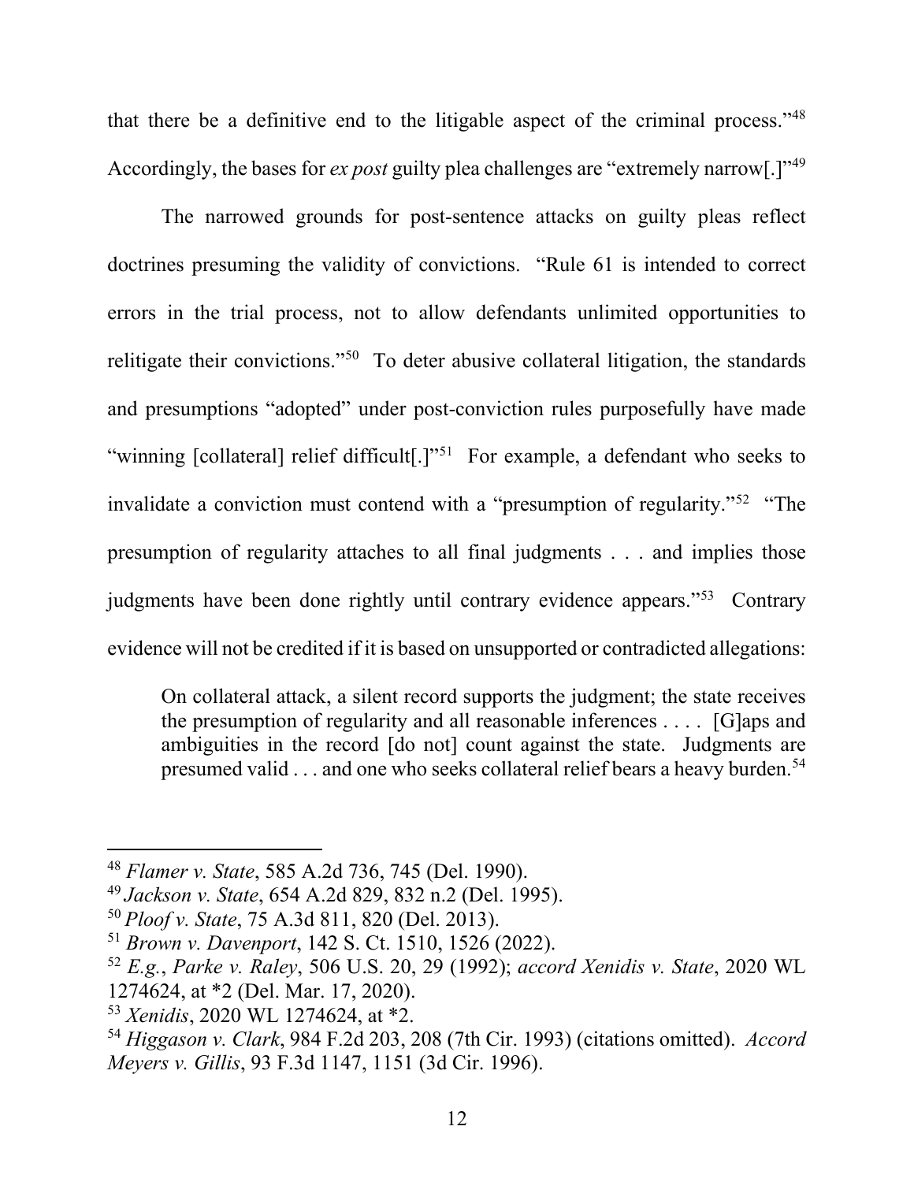that there be a definitive end to the litigable aspect of the criminal process."[48] Accordingly, the bases for *ex post* guilty plea challenges are "extremely narrow[.]"[49]

The narrowed grounds for post-sentence attacks on guilty pleas reflect doctrines presuming the validity of convictions. "Rule 61 is intended to correct errors in the trial process, not to allow defendants unlimited opportunities to relitigate their convictions."[50] To deter abusive collateral litigation, the standards and presumptions "adopted" under post-conviction rules purposefully have made "winning [collateral] relief difficult[.]"[51] For example, a defendant who seeks to invalidate a conviction must contend with a "presumption of regularity."[52] "The presumption of regularity attaches to all final judgments . . . and implies those judgments have been done rightly until contrary evidence appears."[53] Contrary evidence will not be credited if it is based on unsupported or contradicted allegations:

> On collateral attack, a silent record supports the judgment; the state receives the presumption of regularity and all reasonable inferences . . . . [G]aps and ambiguities in the record [do not] count against the state. Judgments are presumed valid . . . and one who seeks collateral relief bears a heavy burden.[54]

---

[48] *Flamer v. State*, 585 A.2d 736, 745 (Del. 1990).

[49] *Jackson v. State*, 654 A.2d 829, 832 n.2 (Del. 1995).

[50] *Ploof v. State*, 75 A.3d 811, 820 (Del. 2013).

[51] *Brown v. Davenport*, 142 S. Ct. 1510, 1526 (2022).

[52] *E.g.*, *Parke v. Raley*, 506 U.S. 20, 29 (1992); *accord Xenidis v. State*, 2020 WL 1274624, at *2 (Del. Mar. 17, 2020).

[53] *Xenidis*, 2020 WL 1274624, at *2.

[54] *Higgason v. Clark*, 984 F.2d 203, 208 (7th Cir. 1993) (citations omitted). *Accord Meyers v. Gillis*, 93 F.3d 1147, 1151 (3d Cir. 1996).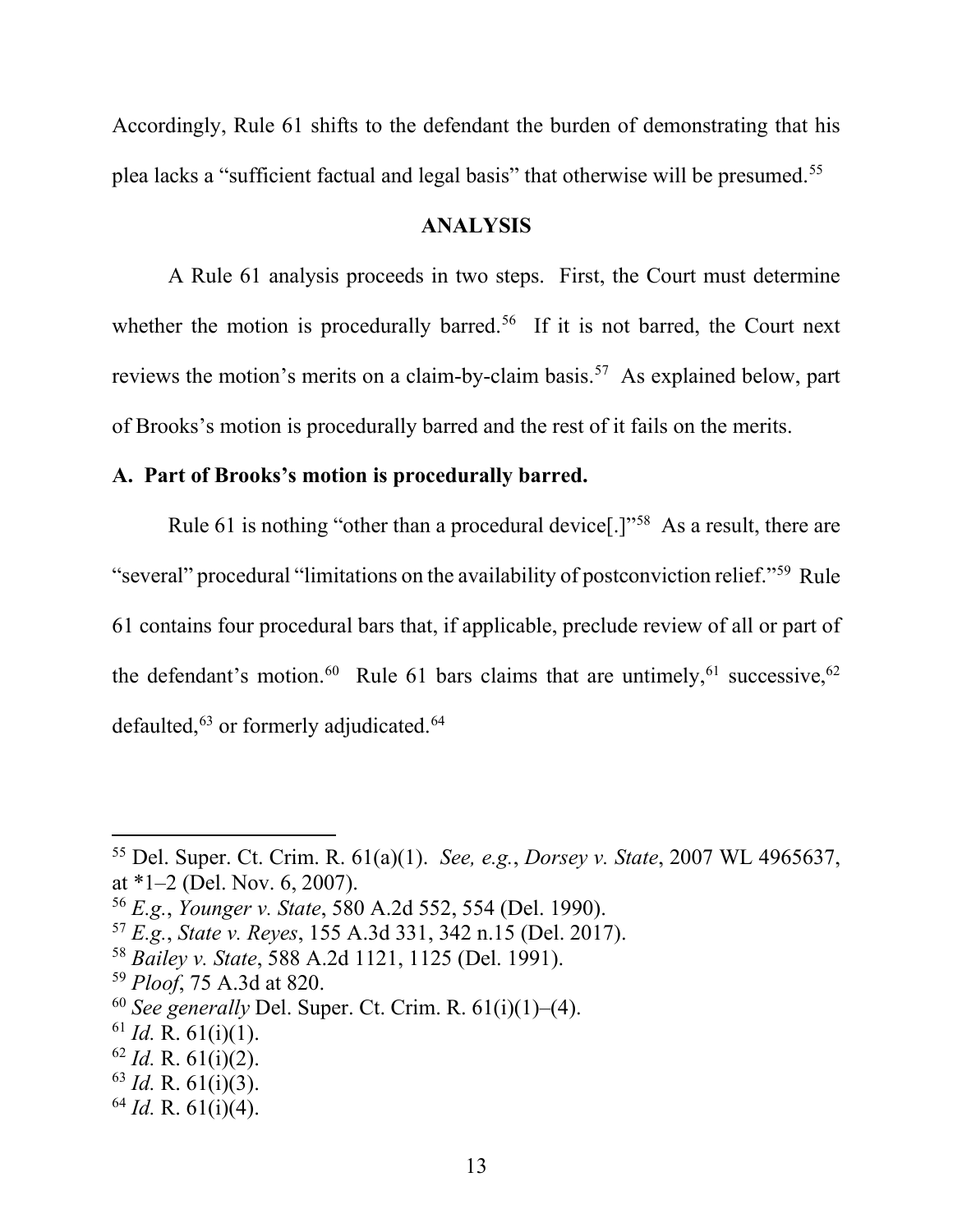Accordingly, Rule 61 shifts to the defendant the burden of demonstrating that his plea lacks a "sufficient factual and legal basis" that otherwise will be presumed.[55]

## ANALYSIS

A Rule 61 analysis proceeds in two steps. First, the Court must determine whether the motion is procedurally barred.[56] If it is not barred, the Court next reviews the motion's merits on a claim-by-claim basis.[57] As explained below, part of Brooks's motion is procedurally barred and the rest of it fails on the merits.

### A. Part of Brooks's motion is procedurally barred.

Rule 61 is nothing "other than a procedural device[.]"[58] As a result, there are "several" procedural "limitations on the availability of postconviction relief."[59] Rule 61 contains four procedural bars that, if applicable, preclude review of all or part of the defendant's motion.[60] Rule 61 bars claims that are untimely,[61] successive,[62] defaulted,[63] or formerly adjudicated.[64]

---

[55] Del. Super. Ct. Crim. R. 61(a)(1). *See, e.g.*, *Dorsey v. State*, 2007 WL 4965637, at *1–2 (Del. Nov. 6, 2007).

[56] *E.g.*, *Younger v. State*, 580 A.2d 552, 554 (Del. 1990).

[57] *E.g.*, *State v. Reyes*, 155 A.3d 331, 342 n.15 (Del. 2017).

[58] *Bailey v. State*, 588 A.2d 1121, 1125 (Del. 1991).

[59] *Ploof*, 75 A.3d at 820.

[60] *See generally* Del. Super. Ct. Crim. R. 61(i)(1)–(4).

[61] *Id.* R. 61(i)(1).

[62] *Id.* R. 61(i)(2).

[63] *Id.* R. 61(i)(3).

[64] *Id.* R. 61(i)(4).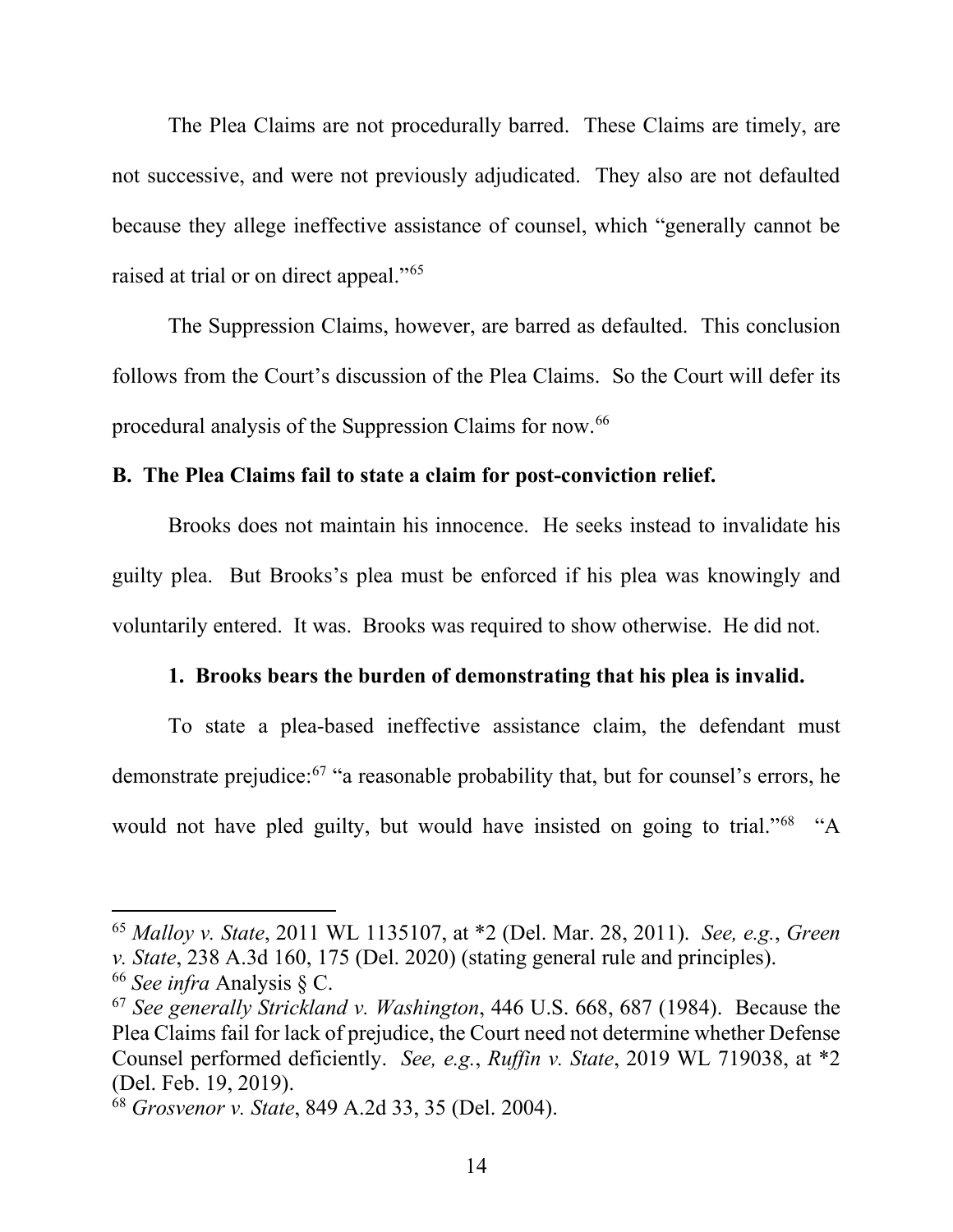The Plea Claims are not procedurally barred. These Claims are timely, are not successive, and were not previously adjudicated. They also are not defaulted because they allege ineffective assistance of counsel, which "generally cannot be raised at trial or on direct appeal."[65]

The Suppression Claims, however, are barred as defaulted. This conclusion follows from the Court's discussion of the Plea Claims. So the Court will defer its procedural analysis of the Suppression Claims for now.[66]

**B. The Plea Claims fail to state a claim for post-conviction relief.**

Brooks does not maintain his innocence. He seeks instead to invalidate his guilty plea. But Brooks's plea must be enforced if his plea was knowingly and voluntarily entered. It was. Brooks was required to show otherwise. He did not.

**1. Brooks bears the burden of demonstrating that his plea is invalid.**

To state a plea-based ineffective assistance claim, the defendant must demonstrate prejudice:[67] "a reasonable probability that, but for counsel's errors, he would not have pled guilty, but would have insisted on going to trial."[68] "A

---

[65] *Malloy v. State*, 2011 WL 1135107, at *2 (Del. Mar. 28, 2011). *See, e.g.*, *Green v. State*, 238 A.3d 160, 175 (Del. 2020) (stating general rule and principles).

[66] *See infra* Analysis § C.

[67] *See generally Strickland v. Washington*, 446 U.S. 668, 687 (1984). Because the Plea Claims fail for lack of prejudice, the Court need not determine whether Defense Counsel performed deficiently. *See, e.g.*, *Ruffin v. State*, 2019 WL 719038, at *2 (Del. Feb. 19, 2019).

[68] *Grosvenor v. State*, 849 A.2d 33, 35 (Del. 2004).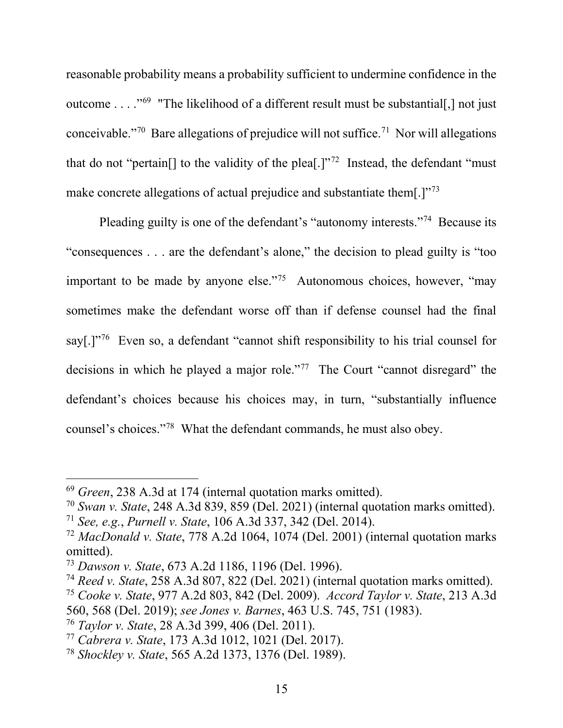reasonable probability means a probability sufficient to undermine confidence in the outcome . . . ."[69] "The likelihood of a different result must be substantial[,] not just conceivable."[70] Bare allegations of prejudice will not suffice.[71] Nor will allegations that do not "pertain[] to the validity of the plea[.]"[72] Instead, the defendant "must make concrete allegations of actual prejudice and substantiate them[.]"[73]

Pleading guilty is one of the defendant's "autonomy interests."[74] Because its "consequences . . . are the defendant's alone," the decision to plead guilty is "too important to be made by anyone else."[75] Autonomous choices, however, "may sometimes make the defendant worse off than if defense counsel had the final say[.]"[76] Even so, a defendant "cannot shift responsibility to his trial counsel for decisions in which he played a major role."[77] The Court "cannot disregard" the defendant's choices because his choices may, in turn, "substantially influence counsel's choices."[78] What the defendant commands, he must also obey.

---

[69] *Green*, 238 A.3d at 174 (internal quotation marks omitted).
[70] *Swan v. State*, 248 A.3d 839, 859 (Del. 2021) (internal quotation marks omitted).
[71] *See, e.g.*, *Purnell v. State*, 106 A.3d 337, 342 (Del. 2014).
[72] *MacDonald v. State*, 778 A.2d 1064, 1074 (Del. 2001) (internal quotation marks omitted).
[73] *Dawson v. State*, 673 A.2d 1186, 1196 (Del. 1996).
[74] *Reed v. State*, 258 A.3d 807, 822 (Del. 2021) (internal quotation marks omitted).
[75] *Cooke v. State*, 977 A.2d 803, 842 (Del. 2009). *Accord Taylor v. State*, 213 A.3d 560, 568 (Del. 2019); *see Jones v. Barnes*, 463 U.S. 745, 751 (1983).
[76] *Taylor v. State*, 28 A.3d 399, 406 (Del. 2011).
[77] *Cabrera v. State*, 173 A.3d 1012, 1021 (Del. 2017).
[78] *Shockley v. State*, 565 A.2d 1373, 1376 (Del. 1989).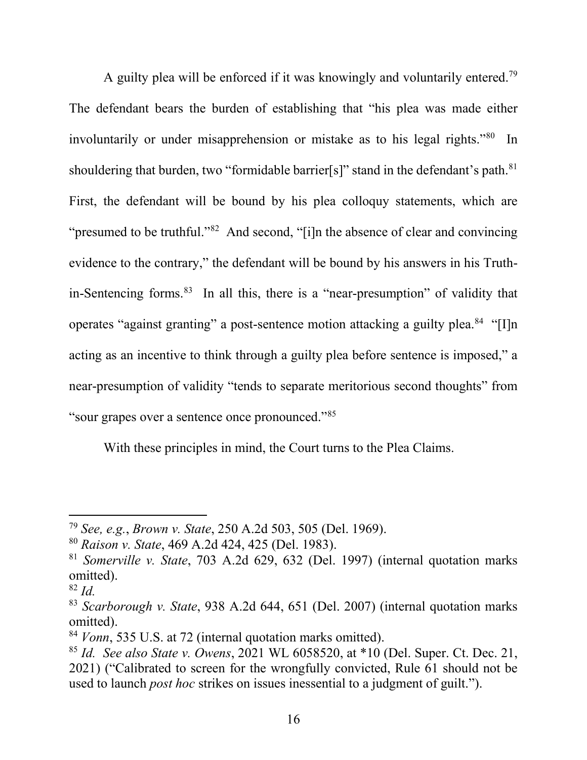A guilty plea will be enforced if it was knowingly and voluntarily entered.[79] The defendant bears the burden of establishing that "his plea was made either involuntarily or under misapprehension or mistake as to his legal rights."[80] In shouldering that burden, two "formidable barrier[s]" stand in the defendant's path.[81] First, the defendant will be bound by his plea colloquy statements, which are "presumed to be truthful."[82] And second, "[i]n the absence of clear and convincing evidence to the contrary," the defendant will be bound by his answers in his Truth-in-Sentencing forms.[83] In all this, there is a "near-presumption" of validity that operates "against granting" a post-sentence motion attacking a guilty plea.[84] "[I]n acting as an incentive to think through a guilty plea before sentence is imposed," a near-presumption of validity "tends to separate meritorious second thoughts" from "sour grapes over a sentence once pronounced."[85]

With these principles in mind, the Court turns to the Plea Claims.

---

[79] *See, e.g.*, *Brown v. State*, 250 A.2d 503, 505 (Del. 1969).

[80] *Raison v. State*, 469 A.2d 424, 425 (Del. 1983).

[81] *Somerville v. State*, 703 A.2d 629, 632 (Del. 1997) (internal quotation marks omitted).

[82] *Id.*

[83] *Scarborough v. State*, 938 A.2d 644, 651 (Del. 2007) (internal quotation marks omitted).

[84] *Vonn*, 535 U.S. at 72 (internal quotation marks omitted).

[85] *Id. See also State v. Owens*, 2021 WL 6058520, at *10 (Del. Super. Ct. Dec. 21, 2021) ("Calibrated to screen for the wrongfully convicted, Rule 61 should not be used to launch *post hoc* strikes on issues inessential to a judgment of guilt.").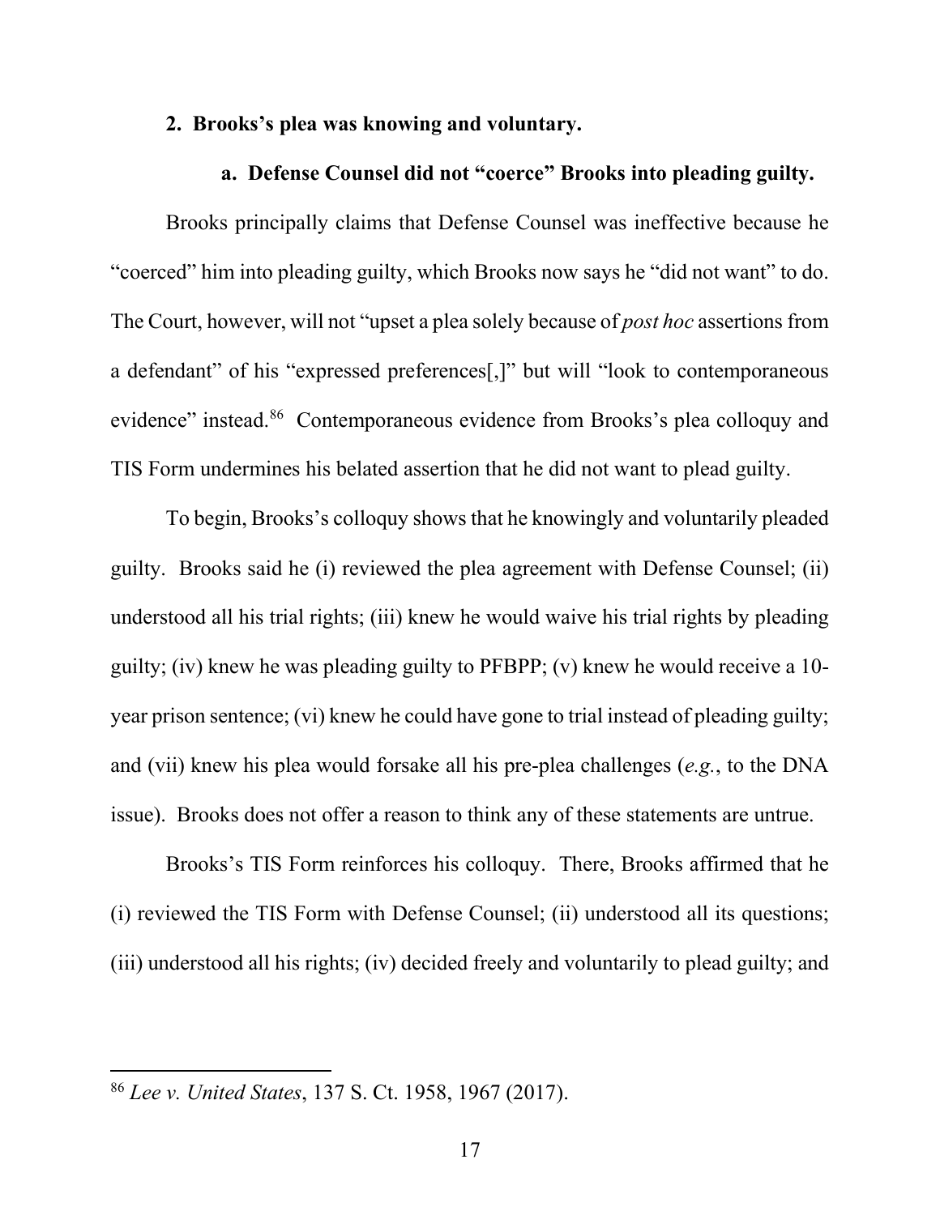**2. Brooks's plea was knowing and voluntary.**

**a. Defense Counsel did not "coerce" Brooks into pleading guilty.**

Brooks principally claims that Defense Counsel was ineffective because he "coerced" him into pleading guilty, which Brooks now says he "did not want" to do. The Court, however, will not "upset a plea solely because of *post hoc* assertions from a defendant" of his "expressed preferences[,]" but will "look to contemporaneous evidence" instead.[86] Contemporaneous evidence from Brooks's plea colloquy and TIS Form undermines his belated assertion that he did not want to plead guilty.

To begin, Brooks's colloquy shows that he knowingly and voluntarily pleaded guilty. Brooks said he (i) reviewed the plea agreement with Defense Counsel; (ii) understood all his trial rights; (iii) knew he would waive his trial rights by pleading guilty; (iv) knew he was pleading guilty to PFBPP; (v) knew he would receive a 10-year prison sentence; (vi) knew he could have gone to trial instead of pleading guilty; and (vii) knew his plea would forsake all his pre-plea challenges (*e.g.*, to the DNA issue). Brooks does not offer a reason to think any of these statements are untrue.

Brooks's TIS Form reinforces his colloquy. There, Brooks affirmed that he (i) reviewed the TIS Form with Defense Counsel; (ii) understood all its questions; (iii) understood all his rights; (iv) decided freely and voluntarily to plead guilty; and

---

[86] *Lee v. United States*, 137 S. Ct. 1958, 1967 (2017).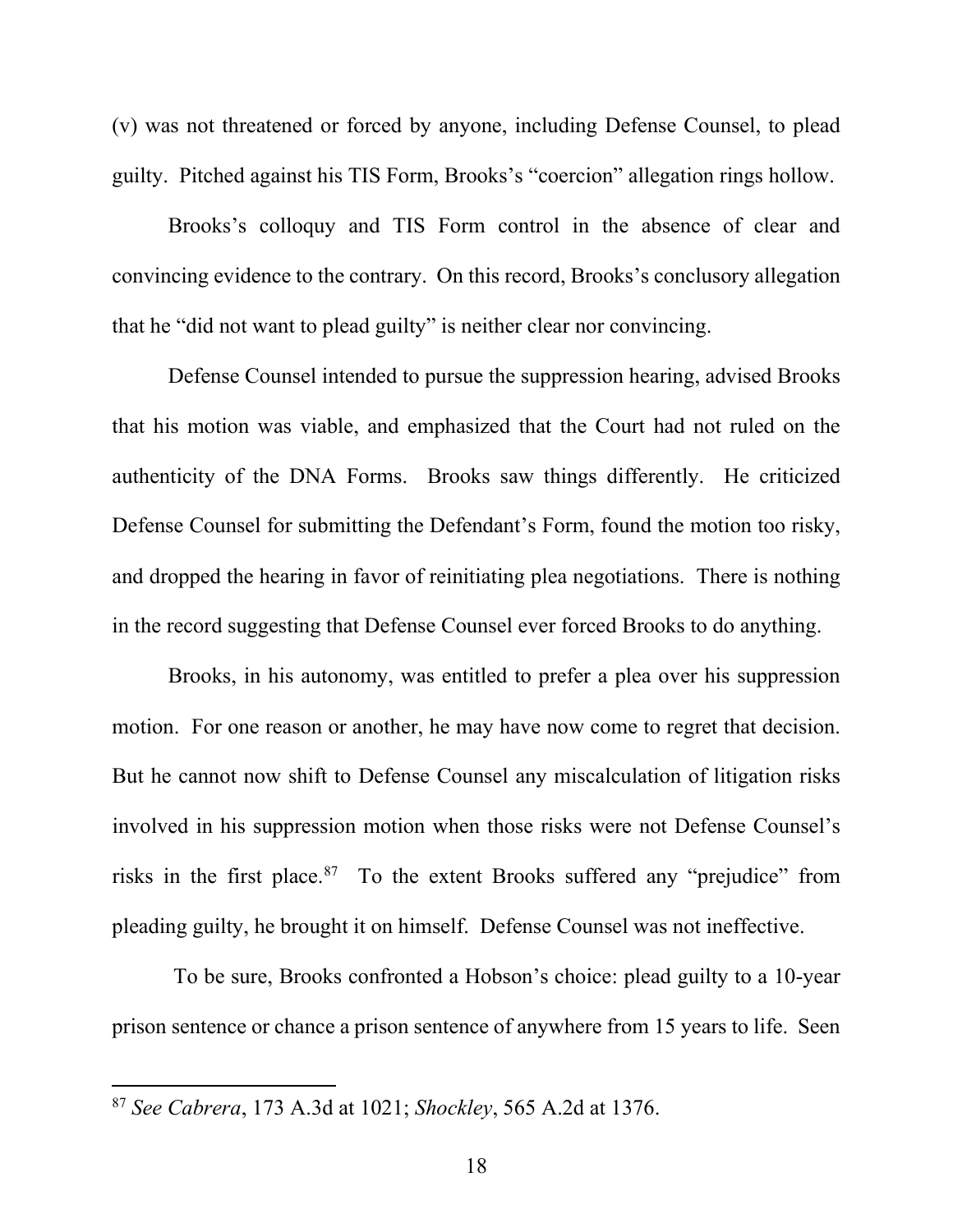(v) was not threatened or forced by anyone, including Defense Counsel, to plead guilty. Pitched against his TIS Form, Brooks's "coercion" allegation rings hollow.

Brooks's colloquy and TIS Form control in the absence of clear and convincing evidence to the contrary. On this record, Brooks's conclusory allegation that he "did not want to plead guilty" is neither clear nor convincing.

Defense Counsel intended to pursue the suppression hearing, advised Brooks that his motion was viable, and emphasized that the Court had not ruled on the authenticity of the DNA Forms. Brooks saw things differently. He criticized Defense Counsel for submitting the Defendant's Form, found the motion too risky, and dropped the hearing in favor of reinitiating plea negotiations. There is nothing in the record suggesting that Defense Counsel ever forced Brooks to do anything.

Brooks, in his autonomy, was entitled to prefer a plea over his suppression motion. For one reason or another, he may have now come to regret that decision. But he cannot now shift to Defense Counsel any miscalculation of litigation risks involved in his suppression motion when those risks were not Defense Counsel's risks in the first place.[87] To the extent Brooks suffered any "prejudice" from pleading guilty, he brought it on himself. Defense Counsel was not ineffective.

To be sure, Brooks confronted a Hobson's choice: plead guilty to a 10-year prison sentence or chance a prison sentence of anywhere from 15 years to life. Seen

---

[87] *See Cabrera*, 173 A.3d at 1021; *Shockley*, 565 A.2d at 1376.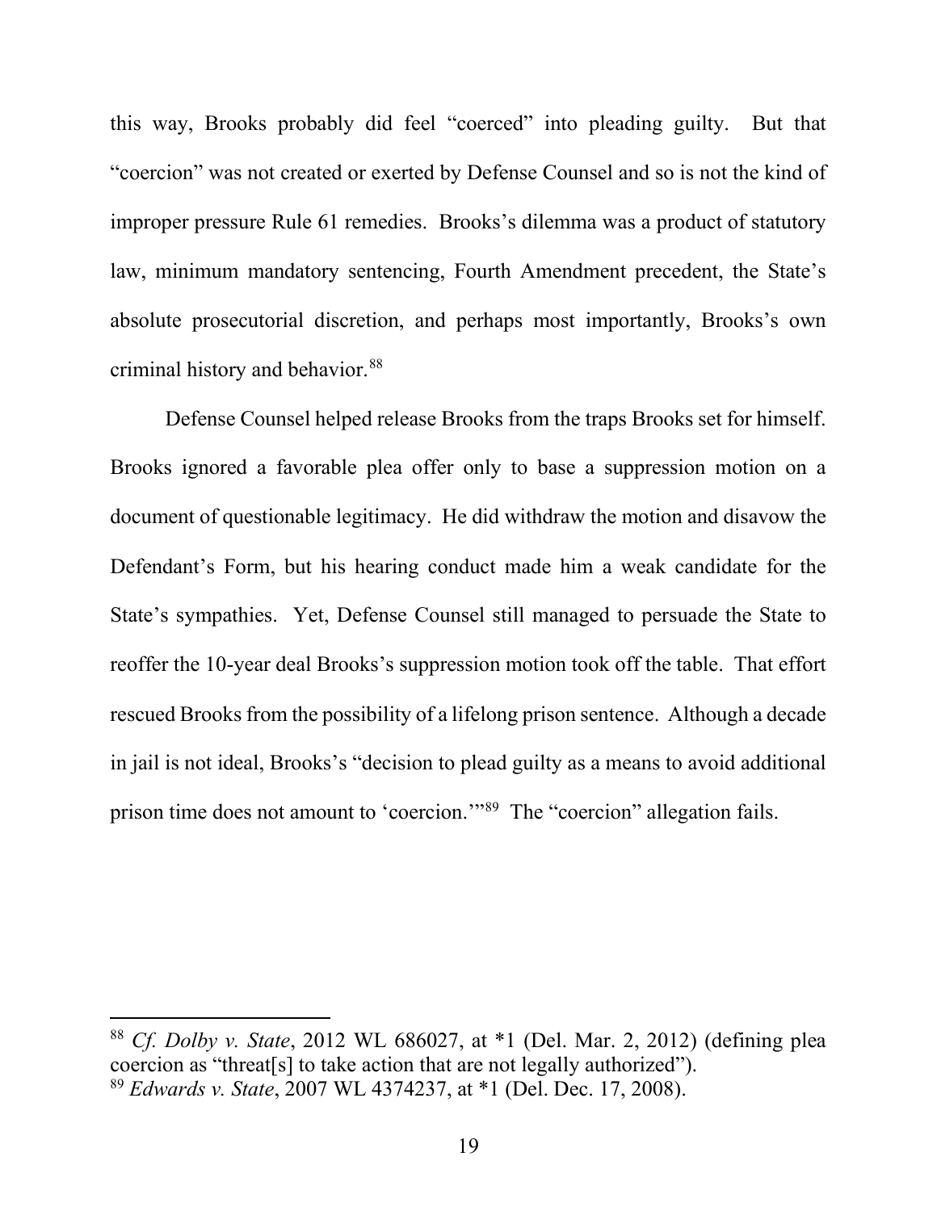this way, Brooks probably did feel "coerced" into pleading guilty. But that "coercion" was not created or exerted by Defense Counsel and so is not the kind of improper pressure Rule 61 remedies. Brooks's dilemma was a product of statutory law, minimum mandatory sentencing, Fourth Amendment precedent, the State's absolute prosecutorial discretion, and perhaps most importantly, Brooks's own criminal history and behavior.[88]

Defense Counsel helped release Brooks from the traps Brooks set for himself. Brooks ignored a favorable plea offer only to base a suppression motion on a document of questionable legitimacy. He did withdraw the motion and disavow the Defendant's Form, but his hearing conduct made him a weak candidate for the State's sympathies. Yet, Defense Counsel still managed to persuade the State to reoffer the 10-year deal Brooks's suppression motion took off the table. That effort rescued Brooks from the possibility of a lifelong prison sentence. Although a decade in jail is not ideal, Brooks's "decision to plead guilty as a means to avoid additional prison time does not amount to 'coercion.'"[89] The "coercion" allegation fails.

---

[88] *Cf. Dolby v. State*, 2012 WL 686027, at *1 (Del. Mar. 2, 2012) (defining plea coercion as "threat[s] to take action that are not legally authorized").

[89] *Edwards v. State*, 2007 WL 4374237, at *1 (Del. Dec. 17, 2008).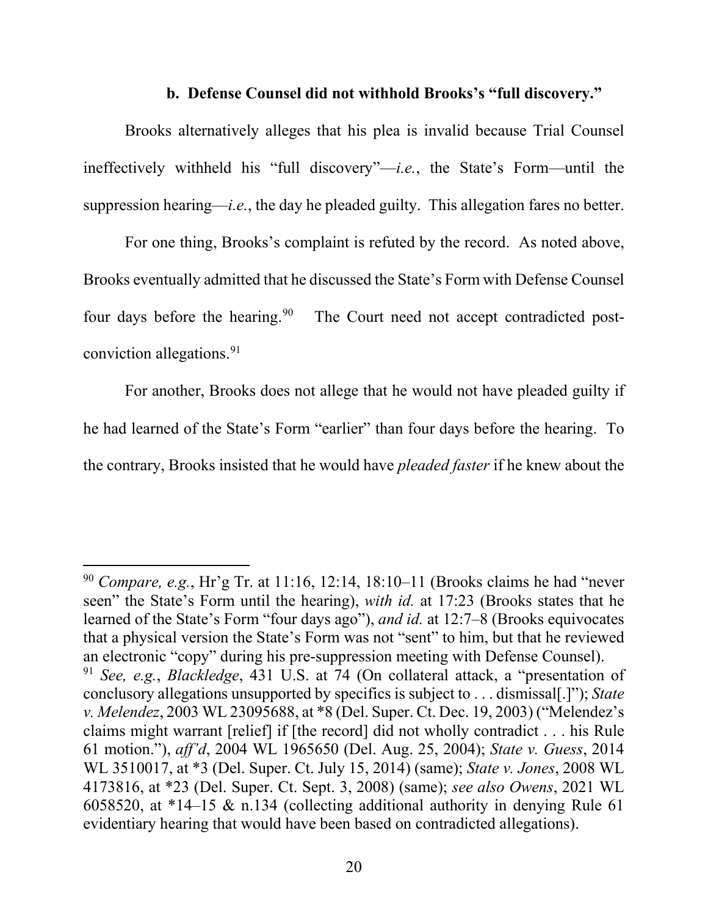### b. Defense Counsel did not withhold Brooks's "full discovery."

Brooks alternatively alleges that his plea is invalid because Trial Counsel ineffectively withheld his "full discovery"—*i.e.*, the State's Form—until the suppression hearing—*i.e.*, the day he pleaded guilty. This allegation fares no better.

For one thing, Brooks's complaint is refuted by the record. As noted above, Brooks eventually admitted that he discussed the State's Form with Defense Counsel four days before the hearing.[90] The Court need not accept contradicted post-conviction allegations.[91]

For another, Brooks does not allege that he would not have pleaded guilty if he had learned of the State's Form "earlier" than four days before the hearing. To the contrary, Brooks insisted that he would have *pleaded faster* if he knew about the

---

[90] *Compare, e.g.*, Hr'g Tr. at 11:16, 12:14, 18:10–11 (Brooks claims he had "never seen" the State's Form until the hearing), *with id.* at 17:23 (Brooks states that he learned of the State's Form "four days ago"), *and id.* at 12:7–8 (Brooks equivocates that a physical version the State's Form was not "sent" to him, but that he reviewed an electronic "copy" during his pre-suppression meeting with Defense Counsel).

[91] *See, e.g.*, *Blackledge*, 431 U.S. at 74 (On collateral attack, a "presentation of conclusory allegations unsupported by specifics is subject to . . . dismissal[.]"); *State v. Melendez*, 2003 WL 23095688, at *8 (Del. Super. Ct. Dec. 19, 2003) ("Melendez's claims might warrant [relief] if [the record] did not wholly contradict . . . his Rule 61 motion."), *aff'd*, 2004 WL 1965650 (Del. Aug. 25, 2004); *State v. Guess*, 2014 WL 3510017, at *3 (Del. Super. Ct. July 15, 2014) (same); *State v. Jones*, 2008 WL 4173816, at *23 (Del. Super. Ct. Sept. 3, 2008) (same); *see also Owens*, 2021 WL 6058520, at *14–15 & n.134 (collecting additional authority in denying Rule 61 evidentiary hearing that would have been based on contradicted allegations).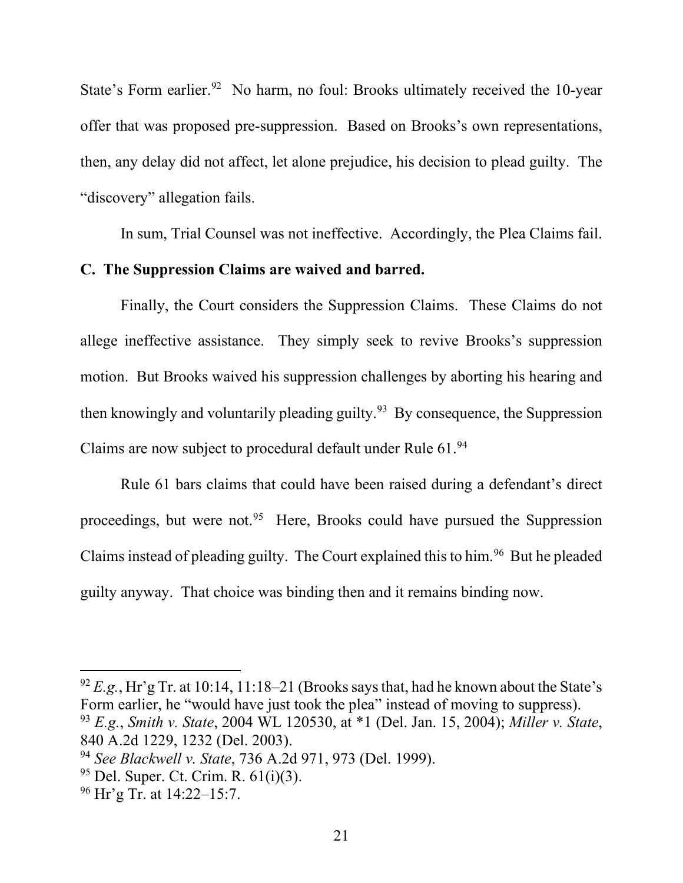State's Form earlier.[92] No harm, no foul: Brooks ultimately received the 10-year offer that was proposed pre-suppression. Based on Brooks's own representations, then, any delay did not affect, let alone prejudice, his decision to plead guilty. The "discovery" allegation fails.

In sum, Trial Counsel was not ineffective. Accordingly, the Plea Claims fail.

**C. The Suppression Claims are waived and barred.**

Finally, the Court considers the Suppression Claims. These Claims do not allege ineffective assistance. They simply seek to revive Brooks's suppression motion. But Brooks waived his suppression challenges by aborting his hearing and then knowingly and voluntarily pleading guilty.[93] By consequence, the Suppression Claims are now subject to procedural default under Rule 61.[94]

Rule 61 bars claims that could have been raised during a defendant's direct proceedings, but were not.[95] Here, Brooks could have pursued the Suppression Claims instead of pleading guilty. The Court explained this to him.[96] But he pleaded guilty anyway. That choice was binding then and it remains binding now.

---

[92] *E.g.*, Hr'g Tr. at 10:14, 11:18–21 (Brooks says that, had he known about the State's Form earlier, he "would have just took the plea" instead of moving to suppress).

[93] *E.g.*, *Smith v. State*, 2004 WL 120530, at *1 (Del. Jan. 15, 2004); *Miller v. State*, 840 A.2d 1229, 1232 (Del. 2003).

[94] *See Blackwell v. State*, 736 A.2d 971, 973 (Del. 1999).

[95] Del. Super. Ct. Crim. R. 61(i)(3).

[96] Hr'g Tr. at 14:22–15:7.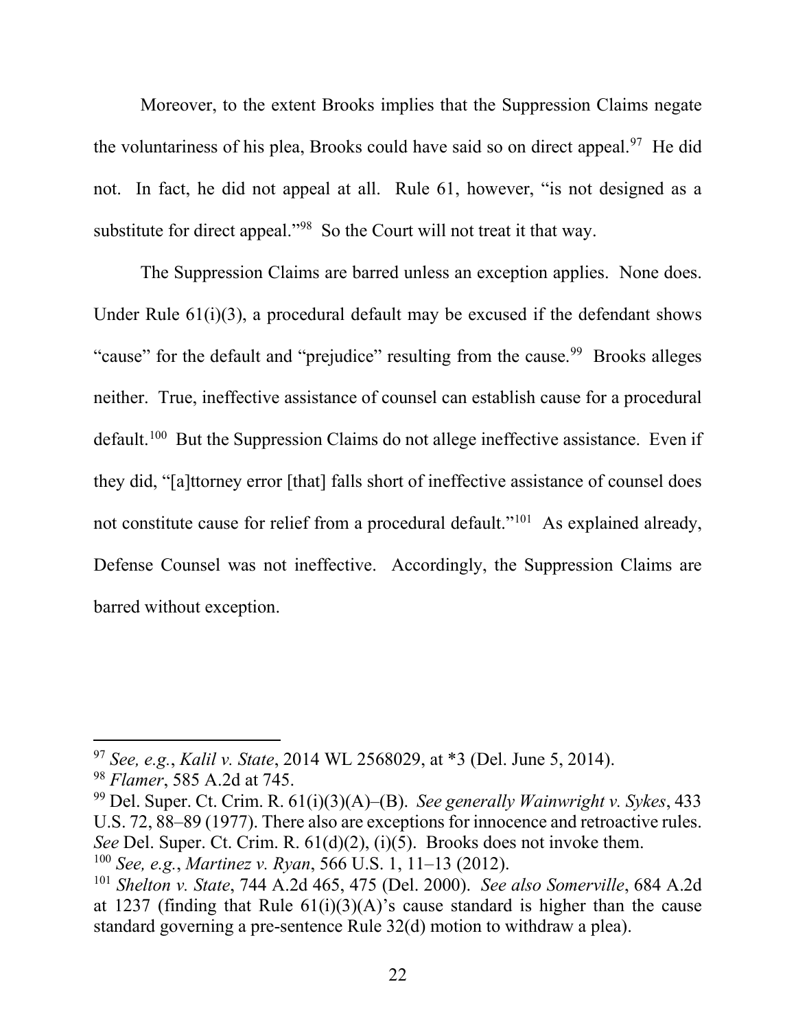Moreover, to the extent Brooks implies that the Suppression Claims negate the voluntariness of his plea, Brooks could have said so on direct appeal.[97] He did not. In fact, he did not appeal at all. Rule 61, however, "is not designed as a substitute for direct appeal."[98] So the Court will not treat it that way.

The Suppression Claims are barred unless an exception applies. None does. Under Rule 61(i)(3), a procedural default may be excused if the defendant shows "cause" for the default and "prejudice" resulting from the cause.[99] Brooks alleges neither. True, ineffective assistance of counsel can establish cause for a procedural default.[100] But the Suppression Claims do not allege ineffective assistance. Even if they did, "[a]ttorney error [that] falls short of ineffective assistance of counsel does not constitute cause for relief from a procedural default."[101] As explained already, Defense Counsel was not ineffective. Accordingly, the Suppression Claims are barred without exception.

---

[97] *See, e.g.*, *Kalil v. State*, 2014 WL 2568029, at *3 (Del. June 5, 2014).

[98] *Flamer*, 585 A.2d at 745.

[99] Del. Super. Ct. Crim. R. 61(i)(3)(A)–(B). *See generally Wainwright v. Sykes*, 433 U.S. 72, 88–89 (1977). There also are exceptions for innocence and retroactive rules. *See* Del. Super. Ct. Crim. R. 61(d)(2), (i)(5). Brooks does not invoke them.

[100] *See, e.g.*, *Martinez v. Ryan*, 566 U.S. 1, 11–13 (2012).

[101] *Shelton v. State*, 744 A.2d 465, 475 (Del. 2000). *See also Somerville*, 684 A.2d at 1237 (finding that Rule 61(i)(3)(A)'s cause standard is higher than the cause standard governing a pre-sentence Rule 32(d) motion to withdraw a plea).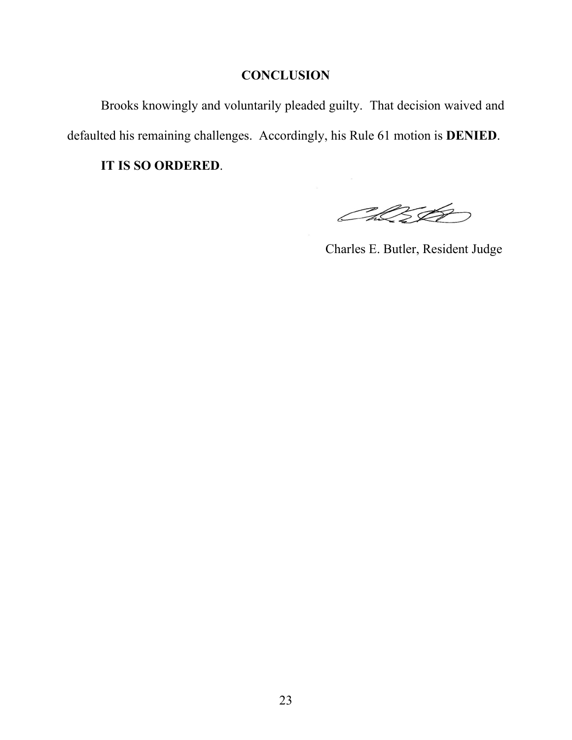## CONCLUSION

Brooks knowingly and voluntarily pleaded guilty. That decision waived and defaulted his remaining challenges. Accordingly, his Rule 61 motion is **DENIED**.

**IT IS SO ORDERED**.

Charles E. Butler, Resident Judge